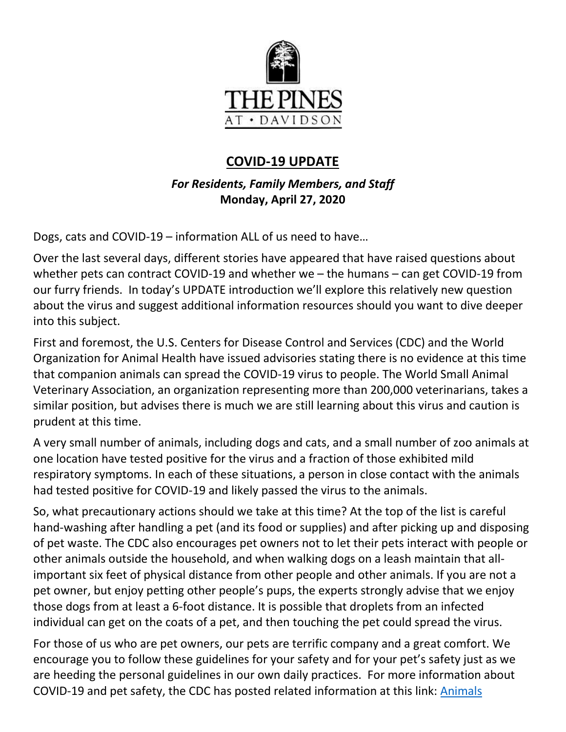# THE PINES AT • DAVIDSON

## COVID-19 UPDATE

***For Residents, Family Members, and Staff***
**Monday, April 27, 2020**

Dogs, cats and COVID-19 – information ALL of us need to have…

Over the last several days, different stories have appeared that have raised questions about whether pets can contract COVID-19 and whether we – the humans – can get COVID-19 from our furry friends. In today's UPDATE introduction we'll explore this relatively new question about the virus and suggest additional information resources should you want to dive deeper into this subject.

First and foremost, the U.S. Centers for Disease Control and Services (CDC) and the World Organization for Animal Health have issued advisories stating there is no evidence at this time that companion animals can spread the COVID-19 virus to people. The World Small Animal Veterinary Association, an organization representing more than 200,000 veterinarians, takes a similar position, but advises there is much we are still learning about this virus and caution is prudent at this time.

A very small number of animals, including dogs and cats, and a small number of zoo animals at one location have tested positive for the virus and a fraction of those exhibited mild respiratory symptoms. In each of these situations, a person in close contact with the animals had tested positive for COVID-19 and likely passed the virus to the animals.

So, what precautionary actions should we take at this time? At the top of the list is careful hand-washing after handling a pet (and its food or supplies) and after picking up and disposing of pet waste. The CDC also encourages pet owners not to let their pets interact with people or other animals outside the household, and when walking dogs on a leash maintain that all-important six feet of physical distance from other people and other animals. If you are not a pet owner, but enjoy petting other people's pups, the experts strongly advise that we enjoy those dogs from at least a 6-foot distance. It is possible that droplets from an infected individual can get on the coats of a pet, and then touching the pet could spread the virus.

For those of us who are pet owners, our pets are terrific company and a great comfort. We encourage you to follow these guidelines for your safety and for your pet's safety just as we are heeding the personal guidelines in our own daily practices. For more information about COVID-19 and pet safety, the CDC has posted related information at this link: [Animals](Animals)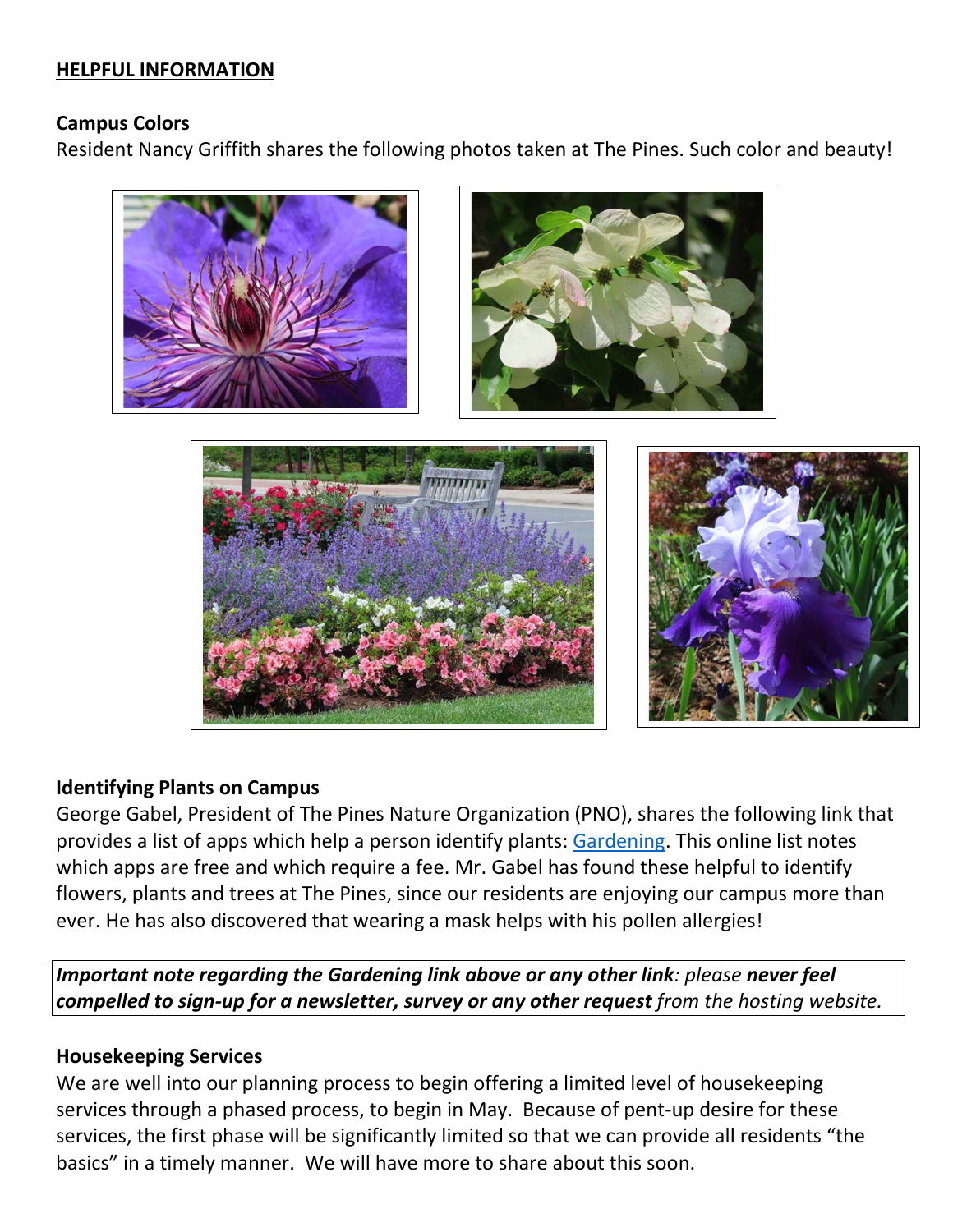## HELPFUL INFORMATION

### Campus Colors

Resident Nancy Griffith shares the following photos taken at The Pines. Such color and beauty!

### Identifying Plants on Campus

George Gabel, President of The Pines Nature Organization (PNO), shares the following link that provides a list of apps which help a person identify plants: Gardening. This online list notes which apps are free and which require a fee. Mr. Gabel has found these helpful to identify flowers, plants and trees at The Pines, since our residents are enjoying our campus more than ever. He has also discovered that wearing a mask helps with his pollen allergies!

***Important note regarding the Gardening link above or any other link**: please **never feel compelled to sign-up for a newsletter, survey or any other request** from the hosting website.*

### Housekeeping Services

We are well into our planning process to begin offering a limited level of housekeeping services through a phased process, to begin in May. Because of pent-up desire for these services, the first phase will be significantly limited so that we can provide all residents "the basics" in a timely manner. We will have more to share about this soon.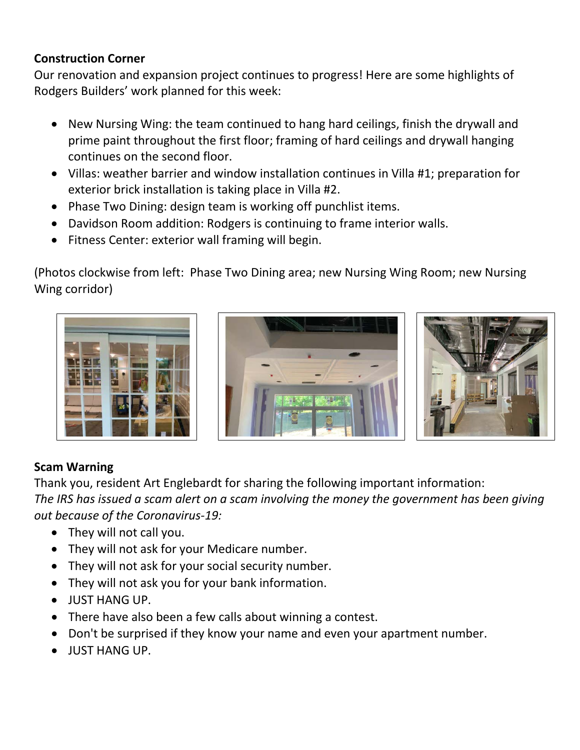**Construction Corner**

Our renovation and expansion project continues to progress! Here are some highlights of Rodgers Builders' work planned for this week:

- New Nursing Wing: the team continued to hang hard ceilings, finish the drywall and prime paint throughout the first floor; framing of hard ceilings and drywall hanging continues on the second floor.
- Villas: weather barrier and window installation continues in Villa #1; preparation for exterior brick installation is taking place in Villa #2.
- Phase Two Dining: design team is working off punchlist items.
- Davidson Room addition: Rodgers is continuing to frame interior walls.
- Fitness Center: exterior wall framing will begin.

(Photos clockwise from left: Phase Two Dining area; new Nursing Wing Room; new Nursing Wing corridor)

**Scam Warning**

Thank you, resident Art Englebardt for sharing the following important information:
*The IRS has issued a scam alert on a scam involving the money the government has been giving out because of the Coronavirus-19:*

- They will not call you.
- They will not ask for your Medicare number.
- They will not ask for your social security number.
- They will not ask you for your bank information.
- JUST HANG UP.
- There have also been a few calls about winning a contest.
- Don't be surprised if they know your name and even your apartment number.
- JUST HANG UP.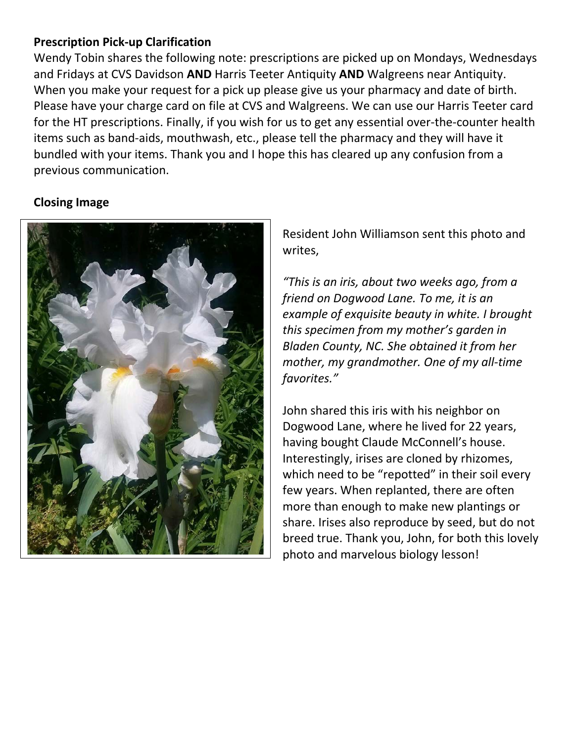**Prescription Pick-up Clarification**

Wendy Tobin shares the following note: prescriptions are picked up on Mondays, Wednesdays and Fridays at CVS Davidson **AND** Harris Teeter Antiquity **AND** Walgreens near Antiquity. When you make your request for a pick up please give us your pharmacy and date of birth. Please have your charge card on file at CVS and Walgreens. We can use our Harris Teeter card for the HT prescriptions. Finally, if you wish for us to get any essential over-the-counter health items such as band-aids, mouthwash, etc., please tell the pharmacy and they will have it bundled with your items. Thank you and I hope this has cleared up any confusion from a previous communication.

**Closing Image**

Resident John Williamson sent this photo and writes,

*"This is an iris, about two weeks ago, from a friend on Dogwood Lane. To me, it is an example of exquisite beauty in white. I brought this specimen from my mother's garden in Bladen County, NC. She obtained it from her mother, my grandmother. One of my all-time favorites."*

John shared this iris with his neighbor on Dogwood Lane, where he lived for 22 years, having bought Claude McConnell's house. Interestingly, irises are cloned by rhizomes, which need to be "repotted" in their soil every few years. When replanted, there are often more than enough to make new plantings or share. Irises also reproduce by seed, but do not breed true. Thank you, John, for both this lovely photo and marvelous biology lesson!